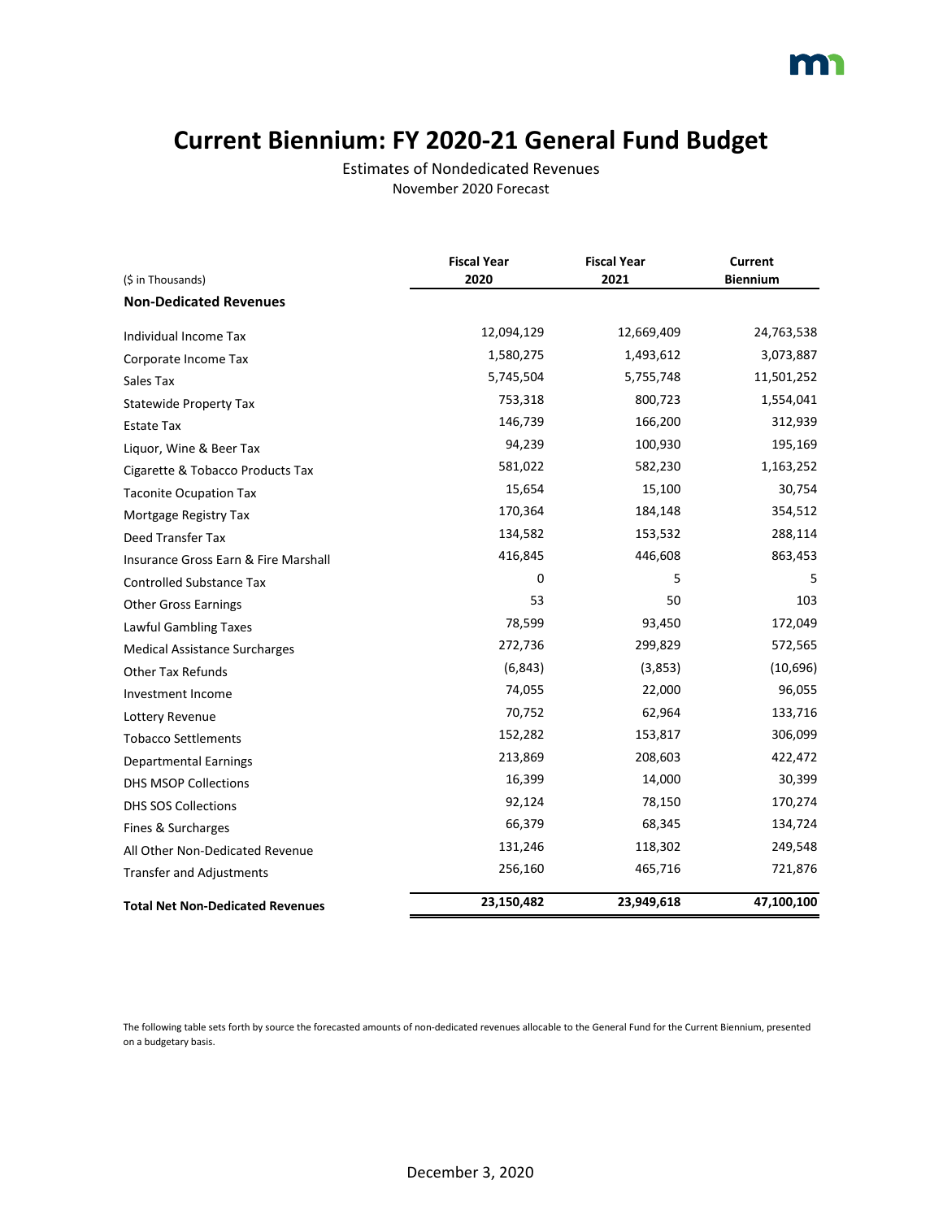# Current Biennium: FY 2020-21 General Fund Budget

Estimates of Nondedicated Revenues
November 2020 Forecast

| ($ in Thousands) | Fiscal Year 2020 | Fiscal Year 2021 | Current Biennium |
|---|---|---|---|
| **Non-Dedicated Revenues** | | | |
| Individual Income Tax | 12,094,129 | 12,669,409 | 24,763,538 |
| Corporate Income Tax | 1,580,275 | 1,493,612 | 3,073,887 |
| Sales Tax | 5,745,504 | 5,755,748 | 11,501,252 |
| Statewide Property Tax | 753,318 | 800,723 | 1,554,041 |
| Estate Tax | 146,739 | 166,200 | 312,939 |
| Liquor, Wine & Beer Tax | 94,239 | 100,930 | 195,169 |
| Cigarette & Tobacco Products Tax | 581,022 | 582,230 | 1,163,252 |
| Taconite Ocupation Tax | 15,654 | 15,100 | 30,754 |
| Mortgage Registry Tax | 170,364 | 184,148 | 354,512 |
| Deed Transfer Tax | 134,582 | 153,532 | 288,114 |
| Insurance Gross Earn & Fire Marshall | 416,845 | 446,608 | 863,453 |
| Controlled Substance Tax | 0 | 5 | 5 |
| Other Gross Earnings | 53 | 50 | 103 |
| Lawful Gambling Taxes | 78,599 | 93,450 | 172,049 |
| Medical Assistance Surcharges | 272,736 | 299,829 | 572,565 |
| Other Tax Refunds | (6,843) | (3,853) | (10,696) |
| Investment Income | 74,055 | 22,000 | 96,055 |
| Lottery Revenue | 70,752 | 62,964 | 133,716 |
| Tobacco Settlements | 152,282 | 153,817 | 306,099 |
| Departmental Earnings | 213,869 | 208,603 | 422,472 |
| DHS MSOP Collections | 16,399 | 14,000 | 30,399 |
| DHS SOS Collections | 92,124 | 78,150 | 170,274 |
| Fines & Surcharges | 66,379 | 68,345 | 134,724 |
| All Other Non-Dedicated Revenue | 131,246 | 118,302 | 249,548 |
| Transfer and Adjustments | 256,160 | 465,716 | 721,876 |
| **Total Net Non-Dedicated Revenues** | **23,150,482** | **23,949,618** | **47,100,100** |

The following table sets forth by source the forecasted amounts of non-dedicated revenues allocable to the General Fund for the Current Biennium, presented on a budgetary basis.

December 3, 2020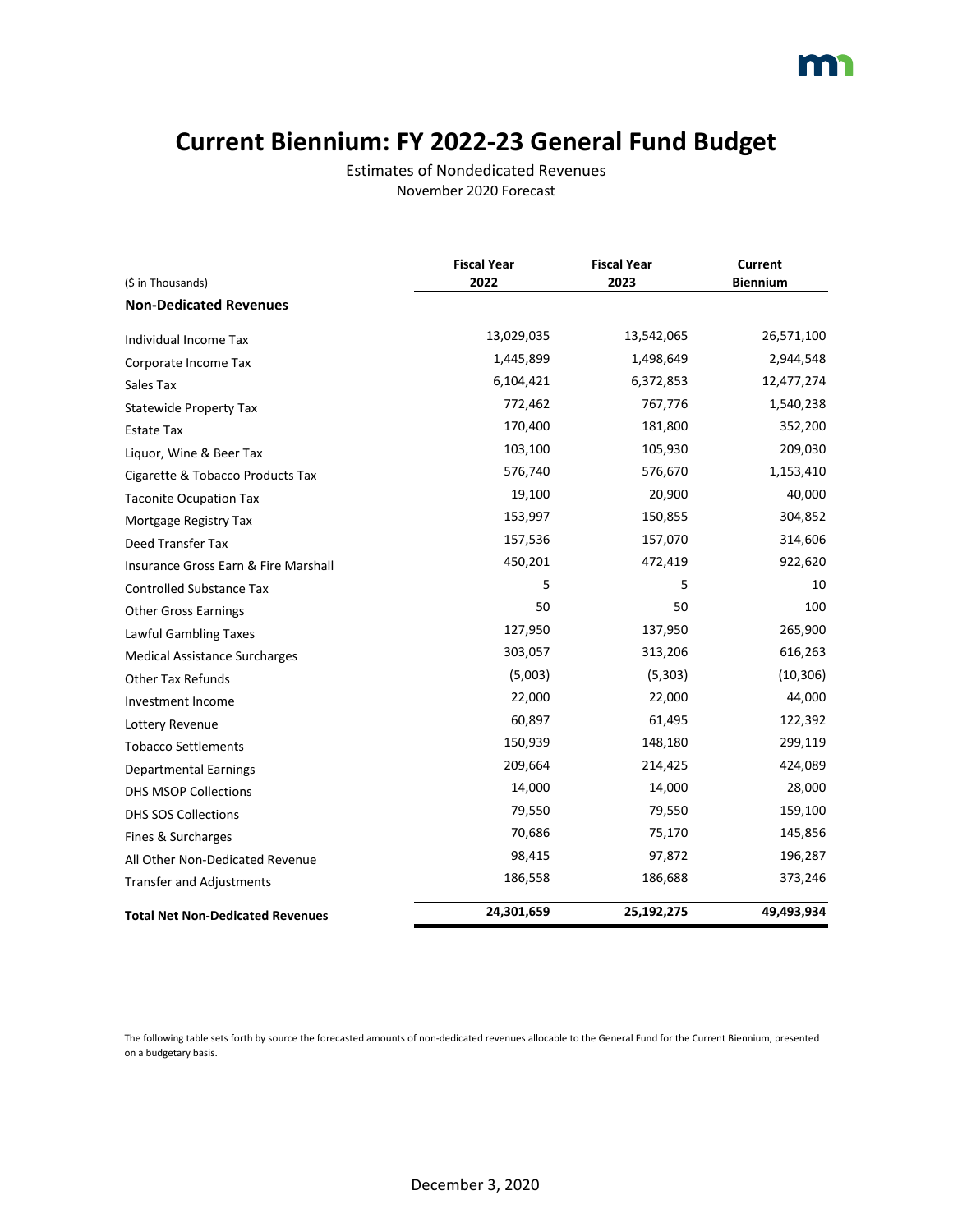# Current Biennium: FY 2022-23 General Fund Budget

Estimates of Nondedicated Revenues
November 2020 Forecast

| ($ in Thousands) | Fiscal Year 2022 | Fiscal Year 2023 | Current Biennium |
|---|---|---|---|
| **Non-Dedicated Revenues** | | | |
| Individual Income Tax | 13,029,035 | 13,542,065 | 26,571,100 |
| Corporate Income Tax | 1,445,899 | 1,498,649 | 2,944,548 |
| Sales Tax | 6,104,421 | 6,372,853 | 12,477,274 |
| Statewide Property Tax | 772,462 | 767,776 | 1,540,238 |
| Estate Tax | 170,400 | 181,800 | 352,200 |
| Liquor, Wine & Beer Tax | 103,100 | 105,930 | 209,030 |
| Cigarette & Tobacco Products Tax | 576,740 | 576,670 | 1,153,410 |
| Taconite Ocupation Tax | 19,100 | 20,900 | 40,000 |
| Mortgage Registry Tax | 153,997 | 150,855 | 304,852 |
| Deed Transfer Tax | 157,536 | 157,070 | 314,606 |
| Insurance Gross Earn & Fire Marshall | 450,201 | 472,419 | 922,620 |
| Controlled Substance Tax | 5 | 5 | 10 |
| Other Gross Earnings | 50 | 50 | 100 |
| Lawful Gambling Taxes | 127,950 | 137,950 | 265,900 |
| Medical Assistance Surcharges | 303,057 | 313,206 | 616,263 |
| Other Tax Refunds | (5,003) | (5,303) | (10,306) |
| Investment Income | 22,000 | 22,000 | 44,000 |
| Lottery Revenue | 60,897 | 61,495 | 122,392 |
| Tobacco Settlements | 150,939 | 148,180 | 299,119 |
| Departmental Earnings | 209,664 | 214,425 | 424,089 |
| DHS MSOP Collections | 14,000 | 14,000 | 28,000 |
| DHS SOS Collections | 79,550 | 79,550 | 159,100 |
| Fines & Surcharges | 70,686 | 75,170 | 145,856 |
| All Other Non-Dedicated Revenue | 98,415 | 97,872 | 196,287 |
| Transfer and Adjustments | 186,558 | 186,688 | 373,246 |
| **Total Net Non-Dedicated Revenues** | **24,301,659** | **25,192,275** | **49,493,934** |

The following table sets forth by source the forecasted amounts of non-dedicated revenues allocable to the General Fund for the Current Biennium, presented on a budgetary basis.

December 3, 2020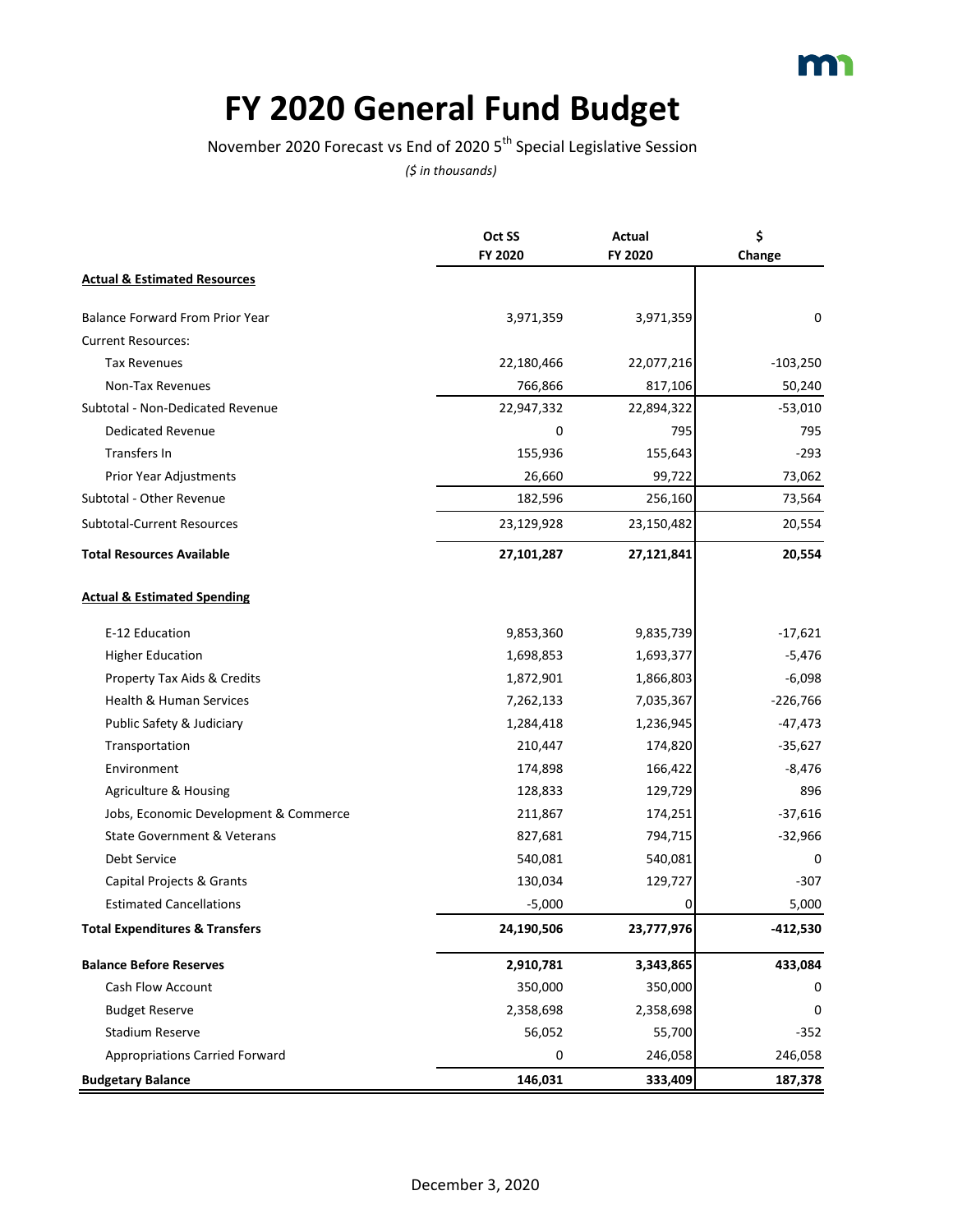# FY 2020 General Fund Budget

November 2020 Forecast vs End of 2020 5th Special Legislative Session

*($ in thousands)*

| | Oct SS FY 2020 | Actual FY 2020 | $ Change |
|---|---|---|---|
| **Actual & Estimated Resources** | | | |
| Balance Forward From Prior Year | 3,971,359 | 3,971,359 | 0 |
| Current Resources: | | | |
| Tax Revenues | 22,180,466 | 22,077,216 | -103,250 |
| Non-Tax Revenues | 766,866 | 817,106 | 50,240 |
| Subtotal - Non-Dedicated Revenue | 22,947,332 | 22,894,322 | -53,010 |
| Dedicated Revenue | 0 | 795 | 795 |
| Transfers In | 155,936 | 155,643 | -293 |
| Prior Year Adjustments | 26,660 | 99,722 | 73,062 |
| Subtotal - Other Revenue | 182,596 | 256,160 | 73,564 |
| Subtotal-Current Resources | 23,129,928 | 23,150,482 | 20,554 |
| **Total Resources Available** | **27,101,287** | **27,121,841** | **20,554** |
| **Actual & Estimated Spending** | | | |
| E-12 Education | 9,853,360 | 9,835,739 | -17,621 |
| Higher Education | 1,698,853 | 1,693,377 | -5,476 |
| Property Tax Aids & Credits | 1,872,901 | 1,866,803 | -6,098 |
| Health & Human Services | 7,262,133 | 7,035,367 | -226,766 |
| Public Safety & Judiciary | 1,284,418 | 1,236,945 | -47,473 |
| Transportation | 210,447 | 174,820 | -35,627 |
| Environment | 174,898 | 166,422 | -8,476 |
| Agriculture & Housing | 128,833 | 129,729 | 896 |
| Jobs, Economic Development & Commerce | 211,867 | 174,251 | -37,616 |
| State Government & Veterans | 827,681 | 794,715 | -32,966 |
| Debt Service | 540,081 | 540,081 | 0 |
| Capital Projects & Grants | 130,034 | 129,727 | -307 |
| Estimated Cancellations | -5,000 | 0 | 5,000 |
| **Total Expenditures & Transfers** | **24,190,506** | **23,777,976** | **-412,530** |
| **Balance Before Reserves** | **2,910,781** | **3,343,865** | **433,084** |
| Cash Flow Account | 350,000 | 350,000 | 0 |
| Budget Reserve | 2,358,698 | 2,358,698 | 0 |
| Stadium Reserve | 56,052 | 55,700 | -352 |
| Appropriations Carried Forward | 0 | 246,058 | 246,058 |
| **Budgetary Balance** | **146,031** | **333,409** | **187,378** |

December 3, 2020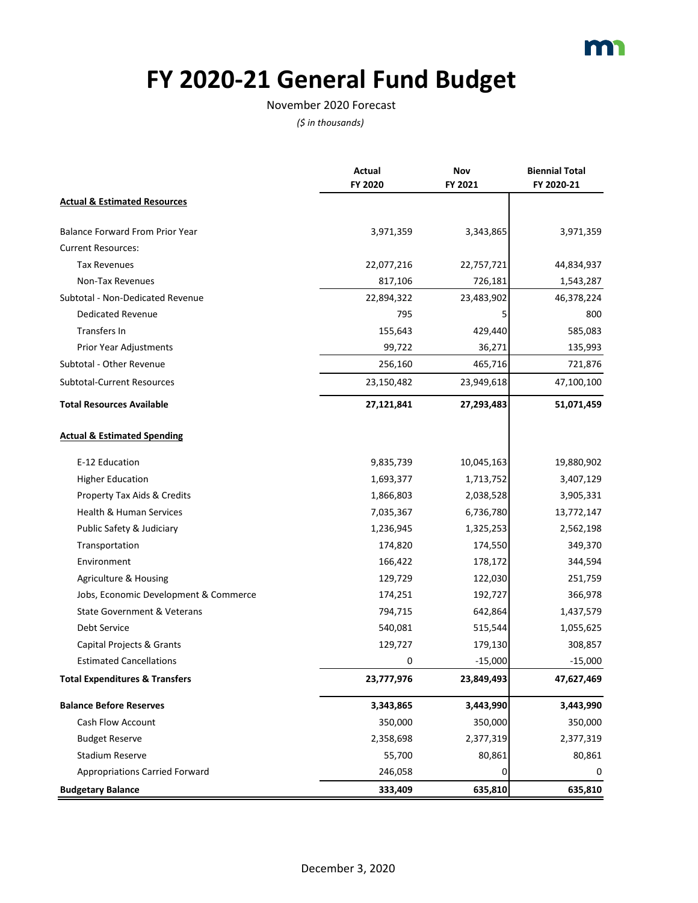# FY 2020-21 General Fund Budget

November 2020 Forecast

*($ in thousands)*

| | Actual FY 2020 | Nov FY 2021 | Biennial Total FY 2020-21 |
|---|---|---|---|
| **Actual & Estimated Resources** | | | |
| Balance Forward From Prior Year | 3,971,359 | 3,343,865 | 3,971,359 |
| Current Resources: | | | |
| Tax Revenues | 22,077,216 | 22,757,721 | 44,834,937 |
| Non-Tax Revenues | 817,106 | 726,181 | 1,543,287 |
| Subtotal - Non-Dedicated Revenue | 22,894,322 | 23,483,902 | 46,378,224 |
| Dedicated Revenue | 795 | 5 | 800 |
| Transfers In | 155,643 | 429,440 | 585,083 |
| Prior Year Adjustments | 99,722 | 36,271 | 135,993 |
| Subtotal - Other Revenue | 256,160 | 465,716 | 721,876 |
| Subtotal-Current Resources | 23,150,482 | 23,949,618 | 47,100,100 |
| **Total Resources Available** | **27,121,841** | **27,293,483** | **51,071,459** |
| **Actual & Estimated Spending** | | | |
| E-12 Education | 9,835,739 | 10,045,163 | 19,880,902 |
| Higher Education | 1,693,377 | 1,713,752 | 3,407,129 |
| Property Tax Aids & Credits | 1,866,803 | 2,038,528 | 3,905,331 |
| Health & Human Services | 7,035,367 | 6,736,780 | 13,772,147 |
| Public Safety & Judiciary | 1,236,945 | 1,325,253 | 2,562,198 |
| Transportation | 174,820 | 174,550 | 349,370 |
| Environment | 166,422 | 178,172 | 344,594 |
| Agriculture & Housing | 129,729 | 122,030 | 251,759 |
| Jobs, Economic Development & Commerce | 174,251 | 192,727 | 366,978 |
| State Government & Veterans | 794,715 | 642,864 | 1,437,579 |
| Debt Service | 540,081 | 515,544 | 1,055,625 |
| Capital Projects & Grants | 129,727 | 179,130 | 308,857 |
| Estimated Cancellations | 0 | -15,000 | -15,000 |
| **Total Expenditures & Transfers** | **23,777,976** | **23,849,493** | **47,627,469** |
| **Balance Before Reserves** | **3,343,865** | **3,443,990** | **3,443,990** |
| Cash Flow Account | 350,000 | 350,000 | 350,000 |
| Budget Reserve | 2,358,698 | 2,377,319 | 2,377,319 |
| Stadium Reserve | 55,700 | 80,861 | 80,861 |
| Appropriations Carried Forward | 246,058 | 0 | 0 |
| **Budgetary Balance** | **333,409** | **635,810** | **635,810** |

December 3, 2020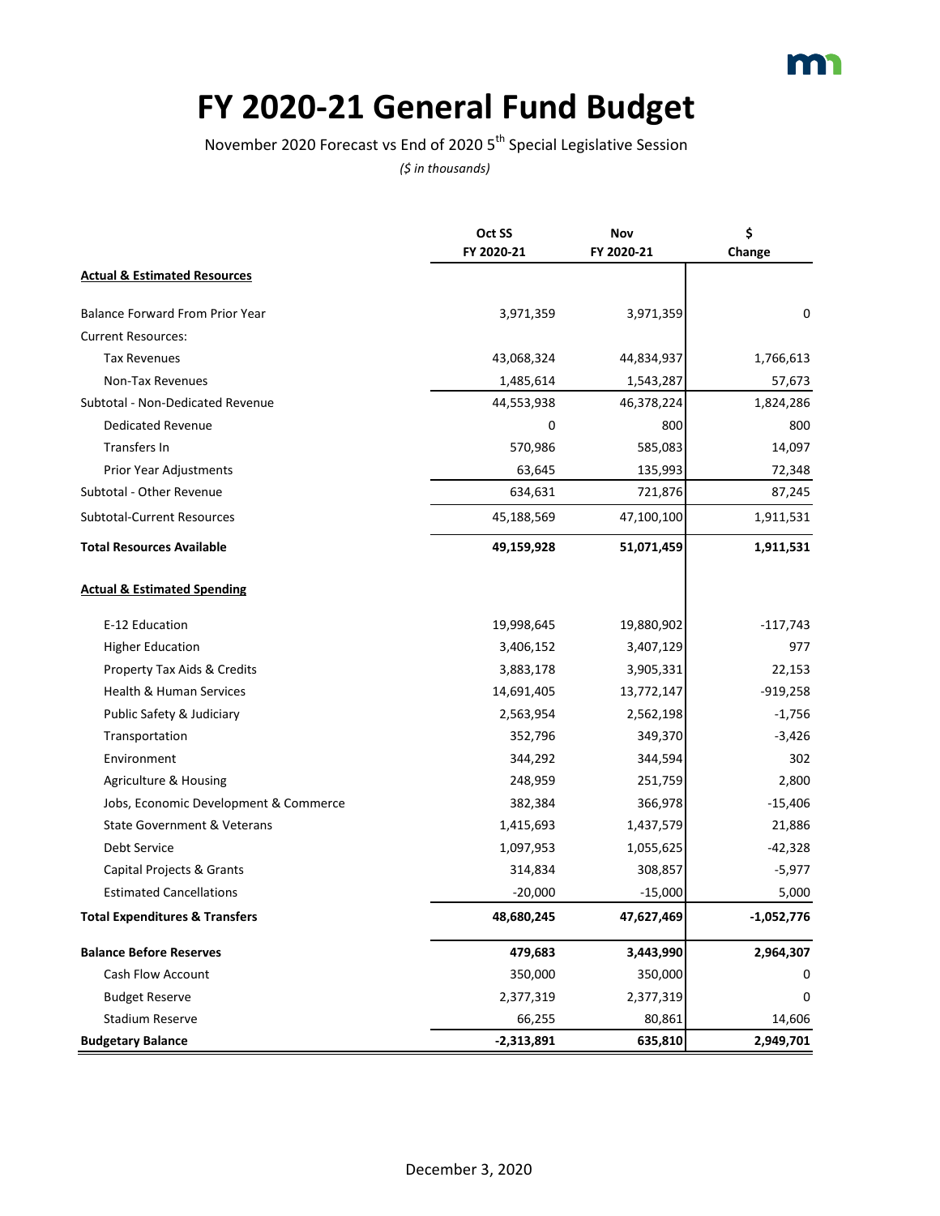# FY 2020-21 General Fund Budget

November 2020 Forecast vs End of 2020 5th Special Legislative Session

*($ in thousands)*

| | Oct SS FY 2020-21 | Nov FY 2020-21 | $ Change |
|---|---|---|---|
| **Actual & Estimated Resources** | | | |
| Balance Forward From Prior Year | 3,971,359 | 3,971,359 | 0 |
| Current Resources: | | | |
| Tax Revenues | 43,068,324 | 44,834,937 | 1,766,613 |
| Non-Tax Revenues | 1,485,614 | 1,543,287 | 57,673 |
| Subtotal - Non-Dedicated Revenue | 44,553,938 | 46,378,224 | 1,824,286 |
| Dedicated Revenue | 0 | 800 | 800 |
| Transfers In | 570,986 | 585,083 | 14,097 |
| Prior Year Adjustments | 63,645 | 135,993 | 72,348 |
| Subtotal - Other Revenue | 634,631 | 721,876 | 87,245 |
| Subtotal-Current Resources | 45,188,569 | 47,100,100 | 1,911,531 |
| **Total Resources Available** | **49,159,928** | **51,071,459** | **1,911,531** |
| **Actual & Estimated Spending** | | | |
| E-12 Education | 19,998,645 | 19,880,902 | -117,743 |
| Higher Education | 3,406,152 | 3,407,129 | 977 |
| Property Tax Aids & Credits | 3,883,178 | 3,905,331 | 22,153 |
| Health & Human Services | 14,691,405 | 13,772,147 | -919,258 |
| Public Safety & Judiciary | 2,563,954 | 2,562,198 | -1,756 |
| Transportation | 352,796 | 349,370 | -3,426 |
| Environment | 344,292 | 344,594 | 302 |
| Agriculture & Housing | 248,959 | 251,759 | 2,800 |
| Jobs, Economic Development & Commerce | 382,384 | 366,978 | -15,406 |
| State Government & Veterans | 1,415,693 | 1,437,579 | 21,886 |
| Debt Service | 1,097,953 | 1,055,625 | -42,328 |
| Capital Projects & Grants | 314,834 | 308,857 | -5,977 |
| Estimated Cancellations | -20,000 | -15,000 | 5,000 |
| **Total Expenditures & Transfers** | **48,680,245** | **47,627,469** | **-1,052,776** |
| **Balance Before Reserves** | **479,683** | **3,443,990** | **2,964,307** |
| Cash Flow Account | 350,000 | 350,000 | 0 |
| Budget Reserve | 2,377,319 | 2,377,319 | 0 |
| Stadium Reserve | 66,255 | 80,861 | 14,606 |
| **Budgetary Balance** | **-2,313,891** | **635,810** | **2,949,701** |

December 3, 2020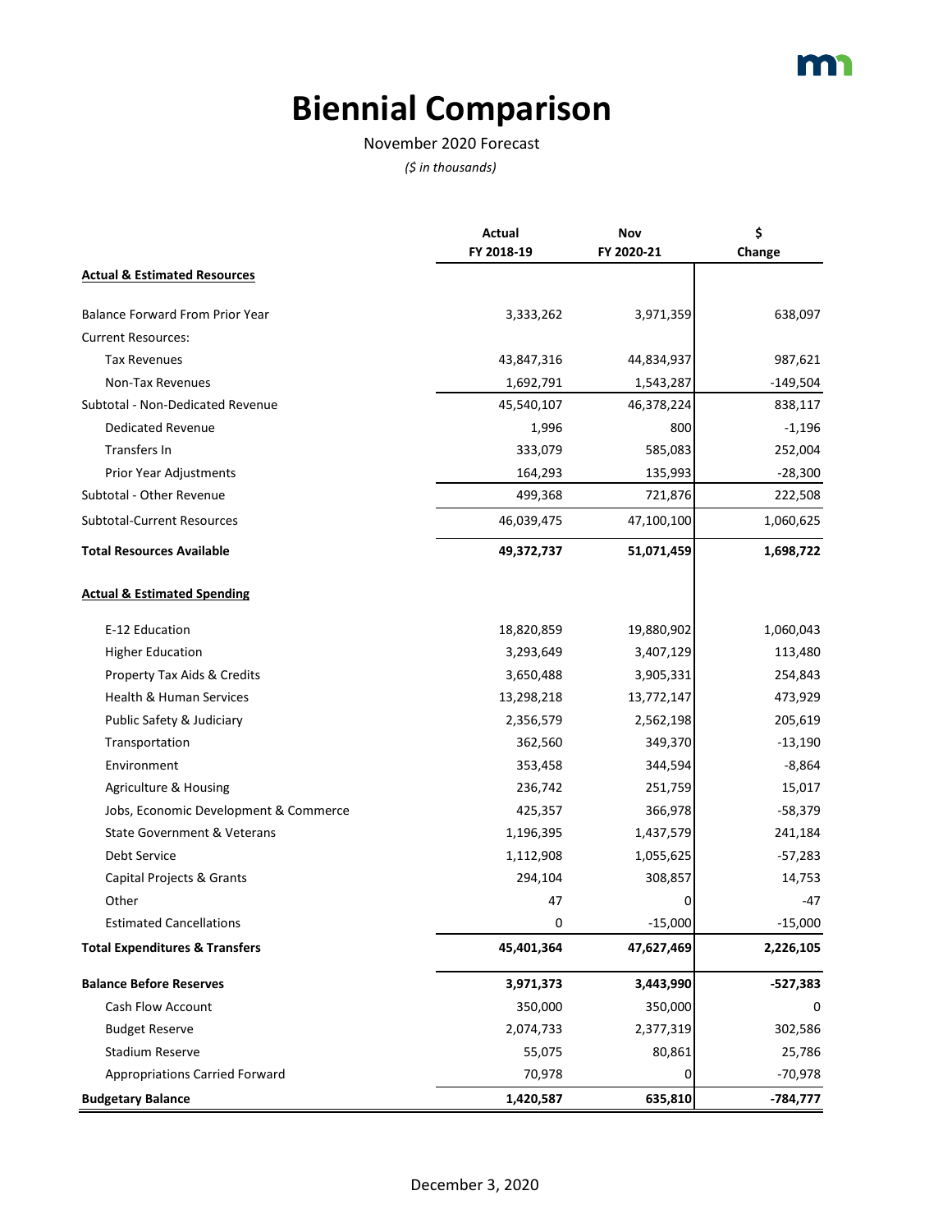# Biennial Comparison

November 2020 Forecast

*($ in thousands)*

| | Actual FY 2018-19 | Nov FY 2020-21 | $ Change |
|---|---|---|---|
| **Actual & Estimated Resources** | | | |
| Balance Forward From Prior Year | 3,333,262 | 3,971,359 | 638,097 |
| Current Resources: | | | |
| Tax Revenues | 43,847,316 | 44,834,937 | 987,621 |
| Non-Tax Revenues | 1,692,791 | 1,543,287 | -149,504 |
| Subtotal - Non-Dedicated Revenue | 45,540,107 | 46,378,224 | 838,117 |
| Dedicated Revenue | 1,996 | 800 | -1,196 |
| Transfers In | 333,079 | 585,083 | 252,004 |
| Prior Year Adjustments | 164,293 | 135,993 | -28,300 |
| Subtotal - Other Revenue | 499,368 | 721,876 | 222,508 |
| Subtotal-Current Resources | 46,039,475 | 47,100,100 | 1,060,625 |
| **Total Resources Available** | **49,372,737** | **51,071,459** | **1,698,722** |
| **Actual & Estimated Spending** | | | |
| E-12 Education | 18,820,859 | 19,880,902 | 1,060,043 |
| Higher Education | 3,293,649 | 3,407,129 | 113,480 |
| Property Tax Aids & Credits | 3,650,488 | 3,905,331 | 254,843 |
| Health & Human Services | 13,298,218 | 13,772,147 | 473,929 |
| Public Safety & Judiciary | 2,356,579 | 2,562,198 | 205,619 |
| Transportation | 362,560 | 349,370 | -13,190 |
| Environment | 353,458 | 344,594 | -8,864 |
| Agriculture & Housing | 236,742 | 251,759 | 15,017 |
| Jobs, Economic Development & Commerce | 425,357 | 366,978 | -58,379 |
| State Government & Veterans | 1,196,395 | 1,437,579 | 241,184 |
| Debt Service | 1,112,908 | 1,055,625 | -57,283 |
| Capital Projects & Grants | 294,104 | 308,857 | 14,753 |
| Other | 47 | 0 | -47 |
| Estimated Cancellations | 0 | -15,000 | -15,000 |
| **Total Expenditures & Transfers** | **45,401,364** | **47,627,469** | **2,226,105** |
| **Balance Before Reserves** | **3,971,373** | **3,443,990** | **-527,383** |
| Cash Flow Account | 350,000 | 350,000 | 0 |
| Budget Reserve | 2,074,733 | 2,377,319 | 302,586 |
| Stadium Reserve | 55,075 | 80,861 | 25,786 |
| Appropriations Carried Forward | 70,978 | 0 | -70,978 |
| **Budgetary Balance** | **1,420,587** | **635,810** | **-784,777** |

December 3, 2020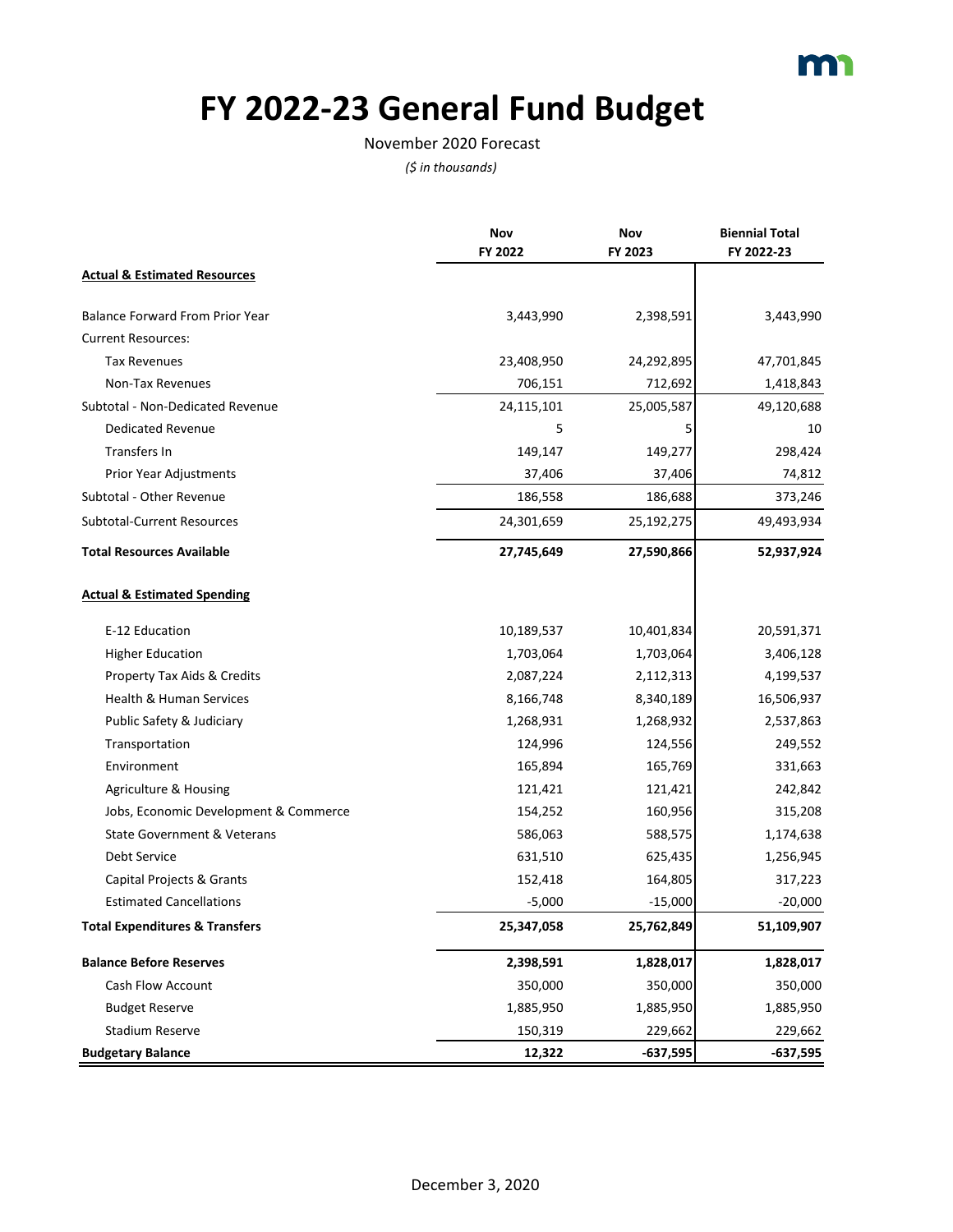# FY 2022-23 General Fund Budget

November 2020 Forecast

*($ in thousands)*

| | Nov FY 2022 | Nov FY 2023 | Biennial Total FY 2022-23 |
|---|---|---|---|
| **Actual & Estimated Resources** | | | |
| Balance Forward From Prior Year | 3,443,990 | 2,398,591 | 3,443,990 |
| Current Resources: | | | |
| Tax Revenues | 23,408,950 | 24,292,895 | 47,701,845 |
| Non-Tax Revenues | 706,151 | 712,692 | 1,418,843 |
| Subtotal - Non-Dedicated Revenue | 24,115,101 | 25,005,587 | 49,120,688 |
| Dedicated Revenue | 5 | 5 | 10 |
| Transfers In | 149,147 | 149,277 | 298,424 |
| Prior Year Adjustments | 37,406 | 37,406 | 74,812 |
| Subtotal - Other Revenue | 186,558 | 186,688 | 373,246 |
| Subtotal-Current Resources | 24,301,659 | 25,192,275 | 49,493,934 |
| **Total Resources Available** | **27,745,649** | **27,590,866** | **52,937,924** |
| **Actual & Estimated Spending** | | | |
| E-12 Education | 10,189,537 | 10,401,834 | 20,591,371 |
| Higher Education | 1,703,064 | 1,703,064 | 3,406,128 |
| Property Tax Aids & Credits | 2,087,224 | 2,112,313 | 4,199,537 |
| Health & Human Services | 8,166,748 | 8,340,189 | 16,506,937 |
| Public Safety & Judiciary | 1,268,931 | 1,268,932 | 2,537,863 |
| Transportation | 124,996 | 124,556 | 249,552 |
| Environment | 165,894 | 165,769 | 331,663 |
| Agriculture & Housing | 121,421 | 121,421 | 242,842 |
| Jobs, Economic Development & Commerce | 154,252 | 160,956 | 315,208 |
| State Government & Veterans | 586,063 | 588,575 | 1,174,638 |
| Debt Service | 631,510 | 625,435 | 1,256,945 |
| Capital Projects & Grants | 152,418 | 164,805 | 317,223 |
| Estimated Cancellations | -5,000 | -15,000 | -20,000 |
| **Total Expenditures & Transfers** | **25,347,058** | **25,762,849** | **51,109,907** |
| **Balance Before Reserves** | **2,398,591** | **1,828,017** | **1,828,017** |
| Cash Flow Account | 350,000 | 350,000 | 350,000 |
| Budget Reserve | 1,885,950 | 1,885,950 | 1,885,950 |
| Stadium Reserve | 150,319 | 229,662 | 229,662 |
| **Budgetary Balance** | **12,322** | **-637,595** | **-637,595** |

December 3, 2020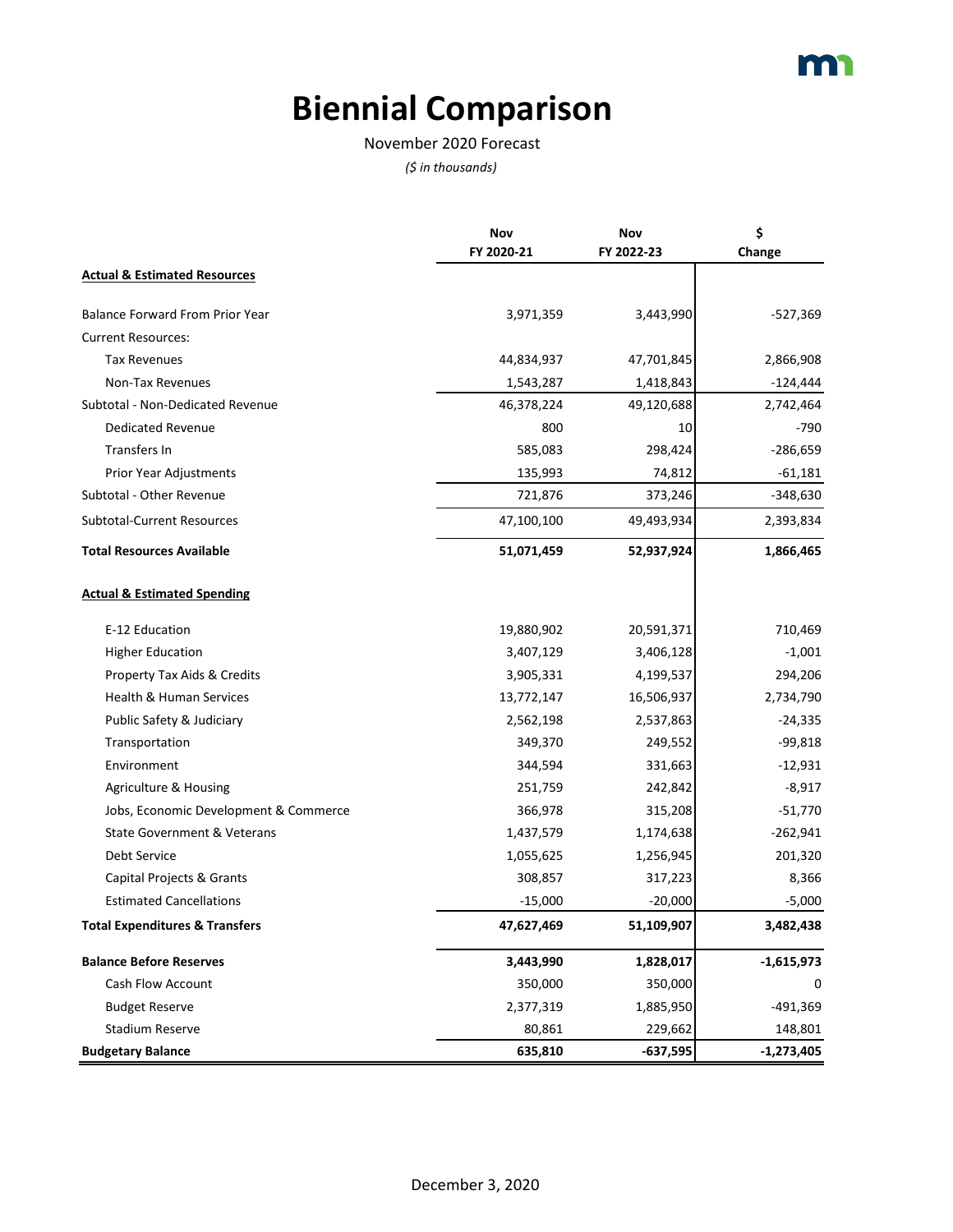# Biennial Comparison

November 2020 Forecast

*($ in thousands)*

| | Nov FY 2020-21 | Nov FY 2022-23 | $ Change |
|---|---|---|---|
| **Actual & Estimated Resources** | | | |
| Balance Forward From Prior Year | 3,971,359 | 3,443,990 | -527,369 |
| Current Resources: | | | |
| Tax Revenues | 44,834,937 | 47,701,845 | 2,866,908 |
| Non-Tax Revenues | 1,543,287 | 1,418,843 | -124,444 |
| Subtotal - Non-Dedicated Revenue | 46,378,224 | 49,120,688 | 2,742,464 |
| Dedicated Revenue | 800 | 10 | -790 |
| Transfers In | 585,083 | 298,424 | -286,659 |
| Prior Year Adjustments | 135,993 | 74,812 | -61,181 |
| Subtotal - Other Revenue | 721,876 | 373,246 | -348,630 |
| Subtotal-Current Resources | 47,100,100 | 49,493,934 | 2,393,834 |
| **Total Resources Available** | **51,071,459** | **52,937,924** | **1,866,465** |
| **Actual & Estimated Spending** | | | |
| E-12 Education | 19,880,902 | 20,591,371 | 710,469 |
| Higher Education | 3,407,129 | 3,406,128 | -1,001 |
| Property Tax Aids & Credits | 3,905,331 | 4,199,537 | 294,206 |
| Health & Human Services | 13,772,147 | 16,506,937 | 2,734,790 |
| Public Safety & Judiciary | 2,562,198 | 2,537,863 | -24,335 |
| Transportation | 349,370 | 249,552 | -99,818 |
| Environment | 344,594 | 331,663 | -12,931 |
| Agriculture & Housing | 251,759 | 242,842 | -8,917 |
| Jobs, Economic Development & Commerce | 366,978 | 315,208 | -51,770 |
| State Government & Veterans | 1,437,579 | 1,174,638 | -262,941 |
| Debt Service | 1,055,625 | 1,256,945 | 201,320 |
| Capital Projects & Grants | 308,857 | 317,223 | 8,366 |
| Estimated Cancellations | -15,000 | -20,000 | -5,000 |
| **Total Expenditures & Transfers** | **47,627,469** | **51,109,907** | **3,482,438** |
| **Balance Before Reserves** | **3,443,990** | **1,828,017** | **-1,615,973** |
| Cash Flow Account | 350,000 | 350,000 | 0 |
| Budget Reserve | 2,377,319 | 1,885,950 | -491,369 |
| Stadium Reserve | 80,861 | 229,662 | 148,801 |
| **Budgetary Balance** | **635,810** | **-637,595** | **-1,273,405** |

December 3, 2020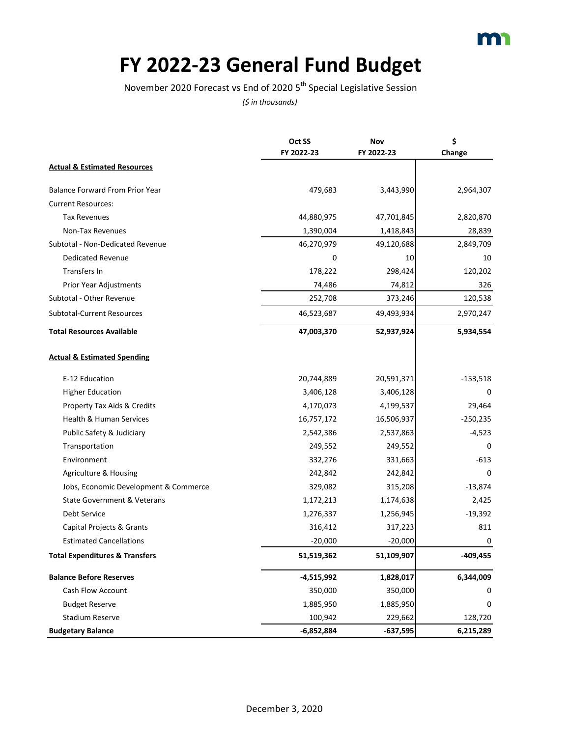# FY 2022-23 General Fund Budget

November 2020 Forecast vs End of 2020 5th Special Legislative Session

*($ in thousands)*

| | Oct SS FY 2022-23 | Nov FY 2022-23 | $ Change |
|---|---|---|---|
| **Actual & Estimated Resources** | | | |
| Balance Forward From Prior Year | 479,683 | 3,443,990 | 2,964,307 |
| Current Resources: | | | |
| Tax Revenues | 44,880,975 | 47,701,845 | 2,820,870 |
| Non-Tax Revenues | 1,390,004 | 1,418,843 | 28,839 |
| Subtotal - Non-Dedicated Revenue | 46,270,979 | 49,120,688 | 2,849,709 |
| Dedicated Revenue | 0 | 10 | 10 |
| Transfers In | 178,222 | 298,424 | 120,202 |
| Prior Year Adjustments | 74,486 | 74,812 | 326 |
| Subtotal - Other Revenue | 252,708 | 373,246 | 120,538 |
| Subtotal-Current Resources | 46,523,687 | 49,493,934 | 2,970,247 |
| **Total Resources Available** | **47,003,370** | **52,937,924** | **5,934,554** |
| **Actual & Estimated Spending** | | | |
| E-12 Education | 20,744,889 | 20,591,371 | -153,518 |
| Higher Education | 3,406,128 | 3,406,128 | 0 |
| Property Tax Aids & Credits | 4,170,073 | 4,199,537 | 29,464 |
| Health & Human Services | 16,757,172 | 16,506,937 | -250,235 |
| Public Safety & Judiciary | 2,542,386 | 2,537,863 | -4,523 |
| Transportation | 249,552 | 249,552 | 0 |
| Environment | 332,276 | 331,663 | -613 |
| Agriculture & Housing | 242,842 | 242,842 | 0 |
| Jobs, Economic Development & Commerce | 329,082 | 315,208 | -13,874 |
| State Government & Veterans | 1,172,213 | 1,174,638 | 2,425 |
| Debt Service | 1,276,337 | 1,256,945 | -19,392 |
| Capital Projects & Grants | 316,412 | 317,223 | 811 |
| Estimated Cancellations | -20,000 | -20,000 | 0 |
| **Total Expenditures & Transfers** | **51,519,362** | **51,109,907** | **-409,455** |
| **Balance Before Reserves** | **-4,515,992** | **1,828,017** | **6,344,009** |
| Cash Flow Account | 350,000 | 350,000 | 0 |
| Budget Reserve | 1,885,950 | 1,885,950 | 0 |
| Stadium Reserve | 100,942 | 229,662 | 128,720 |
| **Budgetary Balance** | **-6,852,884** | **-637,595** | **6,215,289** |

December 3, 2020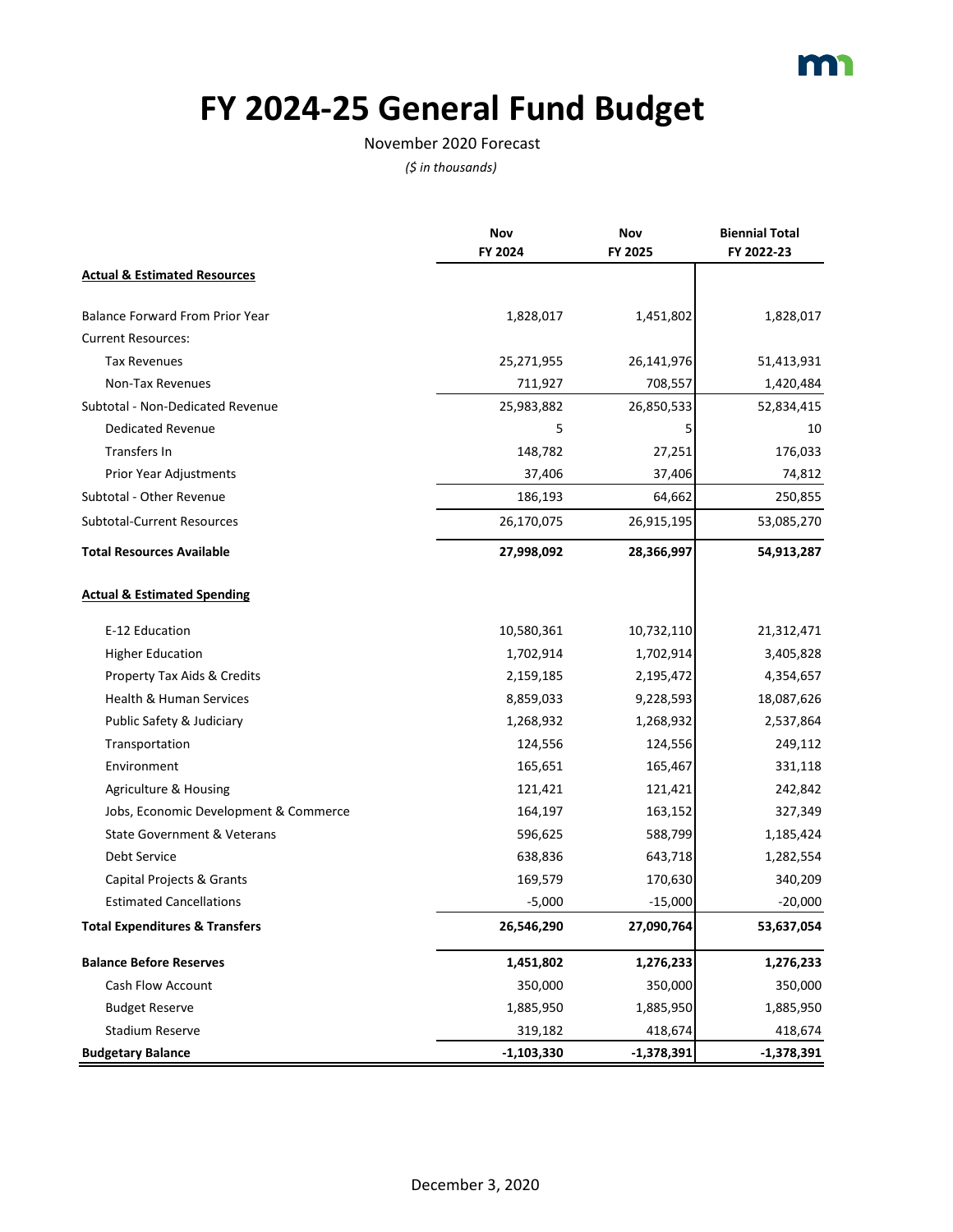# FY 2024-25 General Fund Budget

November 2020 Forecast

*($ in thousands)*

| | Nov FY 2024 | Nov FY 2025 | Biennial Total FY 2022-23 |
|---|---|---|---|
| **Actual & Estimated Resources** | | | |
| Balance Forward From Prior Year | 1,828,017 | 1,451,802 | 1,828,017 |
| Current Resources: | | | |
| Tax Revenues | 25,271,955 | 26,141,976 | 51,413,931 |
| Non-Tax Revenues | 711,927 | 708,557 | 1,420,484 |
| Subtotal - Non-Dedicated Revenue | 25,983,882 | 26,850,533 | 52,834,415 |
| Dedicated Revenue | 5 | 5 | 10 |
| Transfers In | 148,782 | 27,251 | 176,033 |
| Prior Year Adjustments | 37,406 | 37,406 | 74,812 |
| Subtotal - Other Revenue | 186,193 | 64,662 | 250,855 |
| Subtotal-Current Resources | 26,170,075 | 26,915,195 | 53,085,270 |
| **Total Resources Available** | **27,998,092** | **28,366,997** | **54,913,287** |
| **Actual & Estimated Spending** | | | |
| E-12 Education | 10,580,361 | 10,732,110 | 21,312,471 |
| Higher Education | 1,702,914 | 1,702,914 | 3,405,828 |
| Property Tax Aids & Credits | 2,159,185 | 2,195,472 | 4,354,657 |
| Health & Human Services | 8,859,033 | 9,228,593 | 18,087,626 |
| Public Safety & Judiciary | 1,268,932 | 1,268,932 | 2,537,864 |
| Transportation | 124,556 | 124,556 | 249,112 |
| Environment | 165,651 | 165,467 | 331,118 |
| Agriculture & Housing | 121,421 | 121,421 | 242,842 |
| Jobs, Economic Development & Commerce | 164,197 | 163,152 | 327,349 |
| State Government & Veterans | 596,625 | 588,799 | 1,185,424 |
| Debt Service | 638,836 | 643,718 | 1,282,554 |
| Capital Projects & Grants | 169,579 | 170,630 | 340,209 |
| Estimated Cancellations | -5,000 | -15,000 | -20,000 |
| **Total Expenditures & Transfers** | **26,546,290** | **27,090,764** | **53,637,054** |
| **Balance Before Reserves** | **1,451,802** | **1,276,233** | **1,276,233** |
| Cash Flow Account | 350,000 | 350,000 | 350,000 |
| Budget Reserve | 1,885,950 | 1,885,950 | 1,885,950 |
| Stadium Reserve | 319,182 | 418,674 | 418,674 |
| **Budgetary Balance** | **-1,103,330** | **-1,378,391** | **-1,378,391** |

December 3, 2020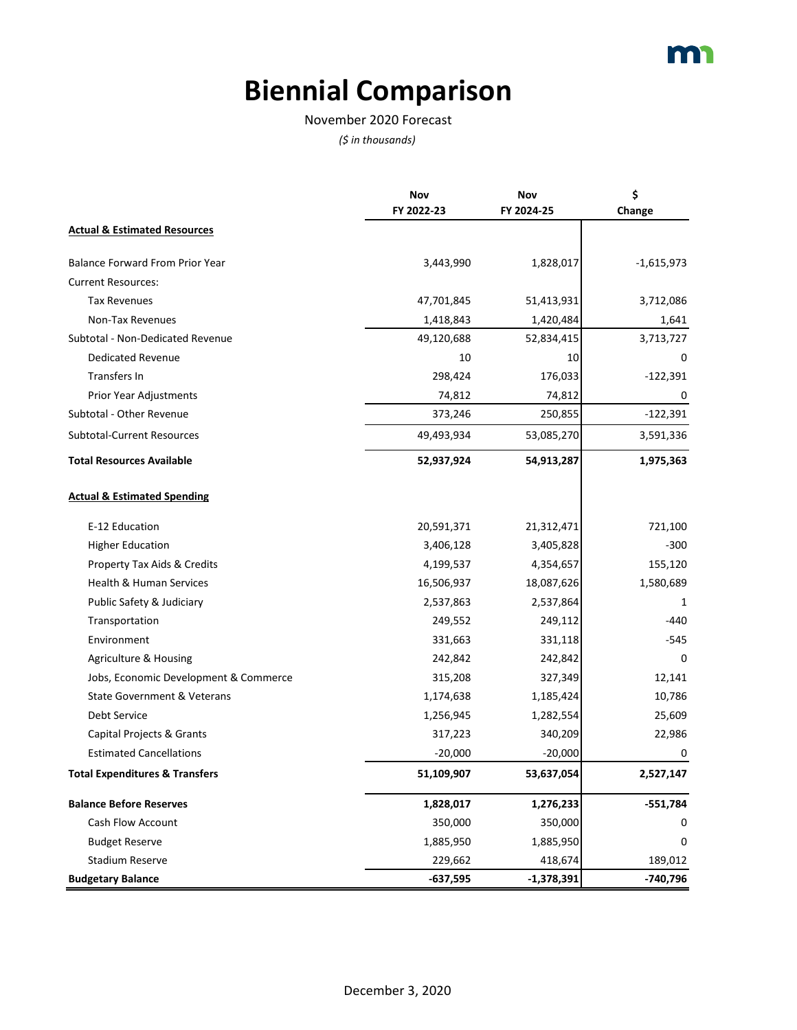# Biennial Comparison

November 2020 Forecast

*($ in thousands)*

| | Nov FY 2022-23 | Nov FY 2024-25 | $ Change |
|---|---|---|---|
| **Actual & Estimated Resources** | | | |
| Balance Forward From Prior Year | 3,443,990 | 1,828,017 | -1,615,973 |
| Current Resources: | | | |
| Tax Revenues | 47,701,845 | 51,413,931 | 3,712,086 |
| Non-Tax Revenues | 1,418,843 | 1,420,484 | 1,641 |
| Subtotal - Non-Dedicated Revenue | 49,120,688 | 52,834,415 | 3,713,727 |
| Dedicated Revenue | 10 | 10 | 0 |
| Transfers In | 298,424 | 176,033 | -122,391 |
| Prior Year Adjustments | 74,812 | 74,812 | 0 |
| Subtotal - Other Revenue | 373,246 | 250,855 | -122,391 |
| Subtotal-Current Resources | 49,493,934 | 53,085,270 | 3,591,336 |
| **Total Resources Available** | **52,937,924** | **54,913,287** | **1,975,363** |
| **Actual & Estimated Spending** | | | |
| E-12 Education | 20,591,371 | 21,312,471 | 721,100 |
| Higher Education | 3,406,128 | 3,405,828 | -300 |
| Property Tax Aids & Credits | 4,199,537 | 4,354,657 | 155,120 |
| Health & Human Services | 16,506,937 | 18,087,626 | 1,580,689 |
| Public Safety & Judiciary | 2,537,863 | 2,537,864 | 1 |
| Transportation | 249,552 | 249,112 | -440 |
| Environment | 331,663 | 331,118 | -545 |
| Agriculture & Housing | 242,842 | 242,842 | 0 |
| Jobs, Economic Development & Commerce | 315,208 | 327,349 | 12,141 |
| State Government & Veterans | 1,174,638 | 1,185,424 | 10,786 |
| Debt Service | 1,256,945 | 1,282,554 | 25,609 |
| Capital Projects & Grants | 317,223 | 340,209 | 22,986 |
| Estimated Cancellations | -20,000 | -20,000 | 0 |
| **Total Expenditures & Transfers** | **51,109,907** | **53,637,054** | **2,527,147** |
| **Balance Before Reserves** | **1,828,017** | **1,276,233** | **-551,784** |
| Cash Flow Account | 350,000 | 350,000 | 0 |
| Budget Reserve | 1,885,950 | 1,885,950 | 0 |
| Stadium Reserve | 229,662 | 418,674 | 189,012 |
| **Budgetary Balance** | **-637,595** | **-1,378,391** | **-740,796** |

December 3, 2020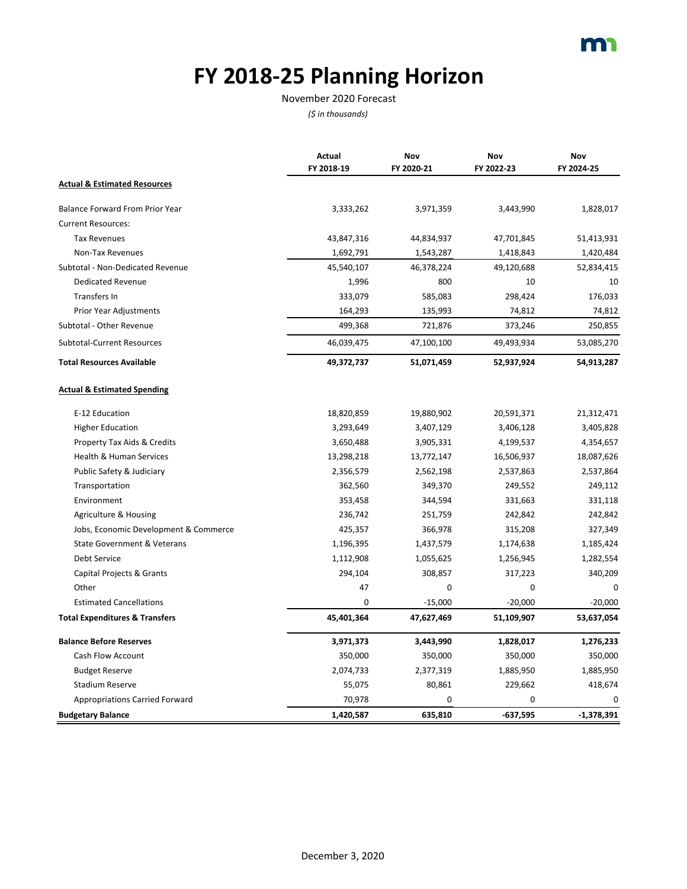# FY 2018-25 Planning Horizon

November 2020 Forecast

*($ in thousands)*

| | Actual FY 2018-19 | Nov FY 2020-21 | Nov FY 2022-23 | Nov FY 2024-25 |
|---|---|---|---|---|
| **Actual & Estimated Resources** | | | | |
| Balance Forward From Prior Year | 3,333,262 | 3,971,359 | 3,443,990 | 1,828,017 |
| Current Resources: | | | | |
| Tax Revenues | 43,847,316 | 44,834,937 | 47,701,845 | 51,413,931 |
| Non-Tax Revenues | 1,692,791 | 1,543,287 | 1,418,843 | 1,420,484 |
| Subtotal - Non-Dedicated Revenue | 45,540,107 | 46,378,224 | 49,120,688 | 52,834,415 |
| Dedicated Revenue | 1,996 | 800 | 10 | 10 |
| Transfers In | 333,079 | 585,083 | 298,424 | 176,033 |
| Prior Year Adjustments | 164,293 | 135,993 | 74,812 | 74,812 |
| Subtotal - Other Revenue | 499,368 | 721,876 | 373,246 | 250,855 |
| Subtotal-Current Resources | 46,039,475 | 47,100,100 | 49,493,934 | 53,085,270 |
| **Total Resources Available** | **49,372,737** | **51,071,459** | **52,937,924** | **54,913,287** |
| **Actual & Estimated Spending** | | | | |
| E-12 Education | 18,820,859 | 19,880,902 | 20,591,371 | 21,312,471 |
| Higher Education | 3,293,649 | 3,407,129 | 3,406,128 | 3,405,828 |
| Property Tax Aids & Credits | 3,650,488 | 3,905,331 | 4,199,537 | 4,354,657 |
| Health & Human Services | 13,298,218 | 13,772,147 | 16,506,937 | 18,087,626 |
| Public Safety & Judiciary | 2,356,579 | 2,562,198 | 2,537,863 | 2,537,864 |
| Transportation | 362,560 | 349,370 | 249,552 | 249,112 |
| Environment | 353,458 | 344,594 | 331,663 | 331,118 |
| Agriculture & Housing | 236,742 | 251,759 | 242,842 | 242,842 |
| Jobs, Economic Development & Commerce | 425,357 | 366,978 | 315,208 | 327,349 |
| State Government & Veterans | 1,196,395 | 1,437,579 | 1,174,638 | 1,185,424 |
| Debt Service | 1,112,908 | 1,055,625 | 1,256,945 | 1,282,554 |
| Capital Projects & Grants | 294,104 | 308,857 | 317,223 | 340,209 |
| Other | 47 | 0 | 0 | 0 |
| Estimated Cancellations | 0 | -15,000 | -20,000 | -20,000 |
| **Total Expenditures & Transfers** | **45,401,364** | **47,627,469** | **51,109,907** | **53,637,054** |
| **Balance Before Reserves** | **3,971,373** | **3,443,990** | **1,828,017** | **1,276,233** |
| Cash Flow Account | 350,000 | 350,000 | 350,000 | 350,000 |
| Budget Reserve | 2,074,733 | 2,377,319 | 1,885,950 | 1,885,950 |
| Stadium Reserve | 55,075 | 80,861 | 229,662 | 418,674 |
| Appropriations Carried Forward | 70,978 | 0 | 0 | 0 |
| **Budgetary Balance** | **1,420,587** | **635,810** | **-637,595** | **-1,378,391** |

December 3, 2020